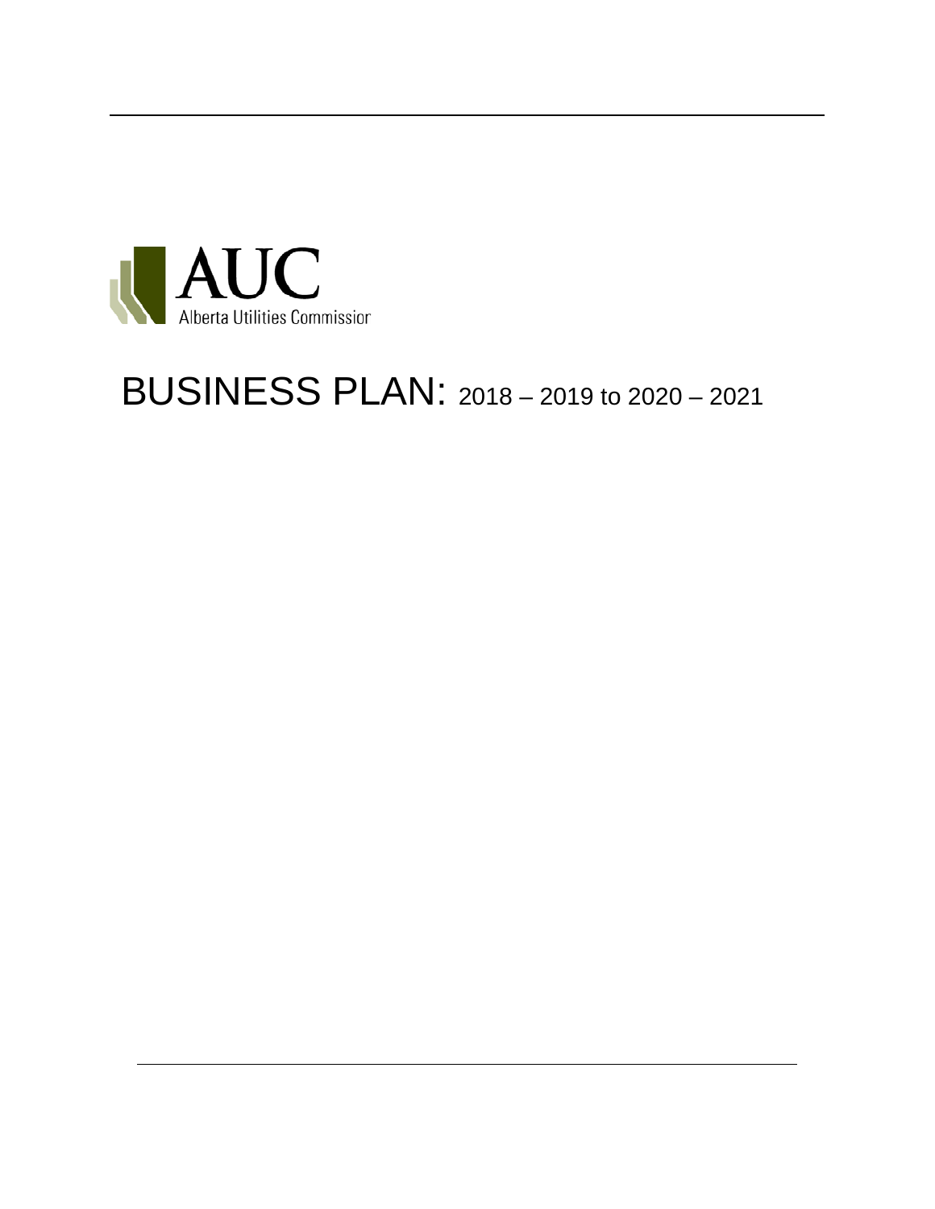AUC

Alberta Utilities Commission

# BUSINESS PLAN: 2018 – 2019 to 2020 – 2021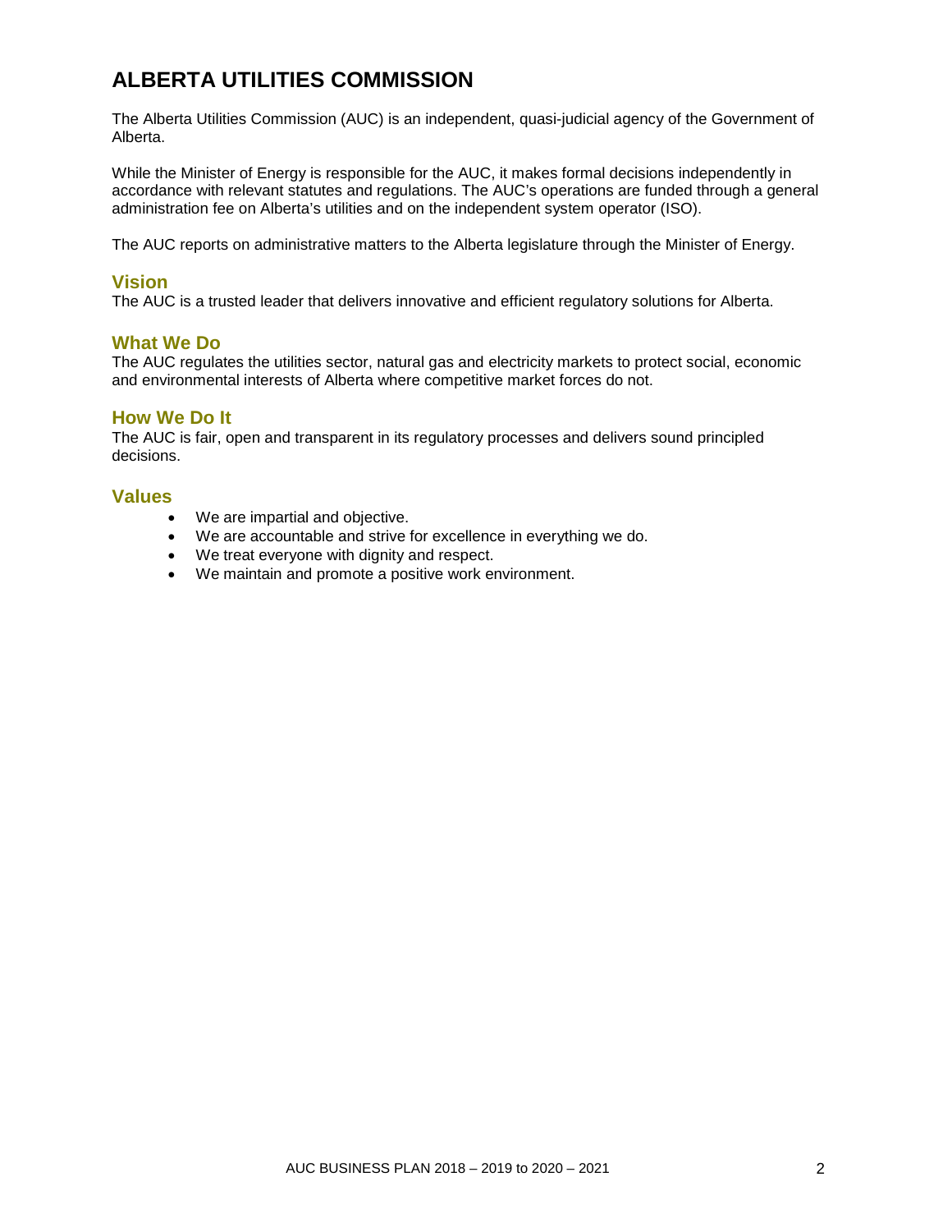# ALBERTA UTILITIES COMMISSION

The Alberta Utilities Commission (AUC) is an independent, quasi-judicial agency of the Government of Alberta.

While the Minister of Energy is responsible for the AUC, it makes formal decisions independently in accordance with relevant statutes and regulations. The AUC's operations are funded through a general administration fee on Alberta's utilities and on the independent system operator (ISO).

The AUC reports on administrative matters to the Alberta legislature through the Minister of Energy.

## Vision

The AUC is a trusted leader that delivers innovative and efficient regulatory solutions for Alberta.

## What We Do

The AUC regulates the utilities sector, natural gas and electricity markets to protect social, economic and environmental interests of Alberta where competitive market forces do not.

## How We Do It

The AUC is fair, open and transparent in its regulatory processes and delivers sound principled decisions.

## Values

- We are impartial and objective.
- We are accountable and strive for excellence in everything we do.
- We treat everyone with dignity and respect.
- We maintain and promote a positive work environment.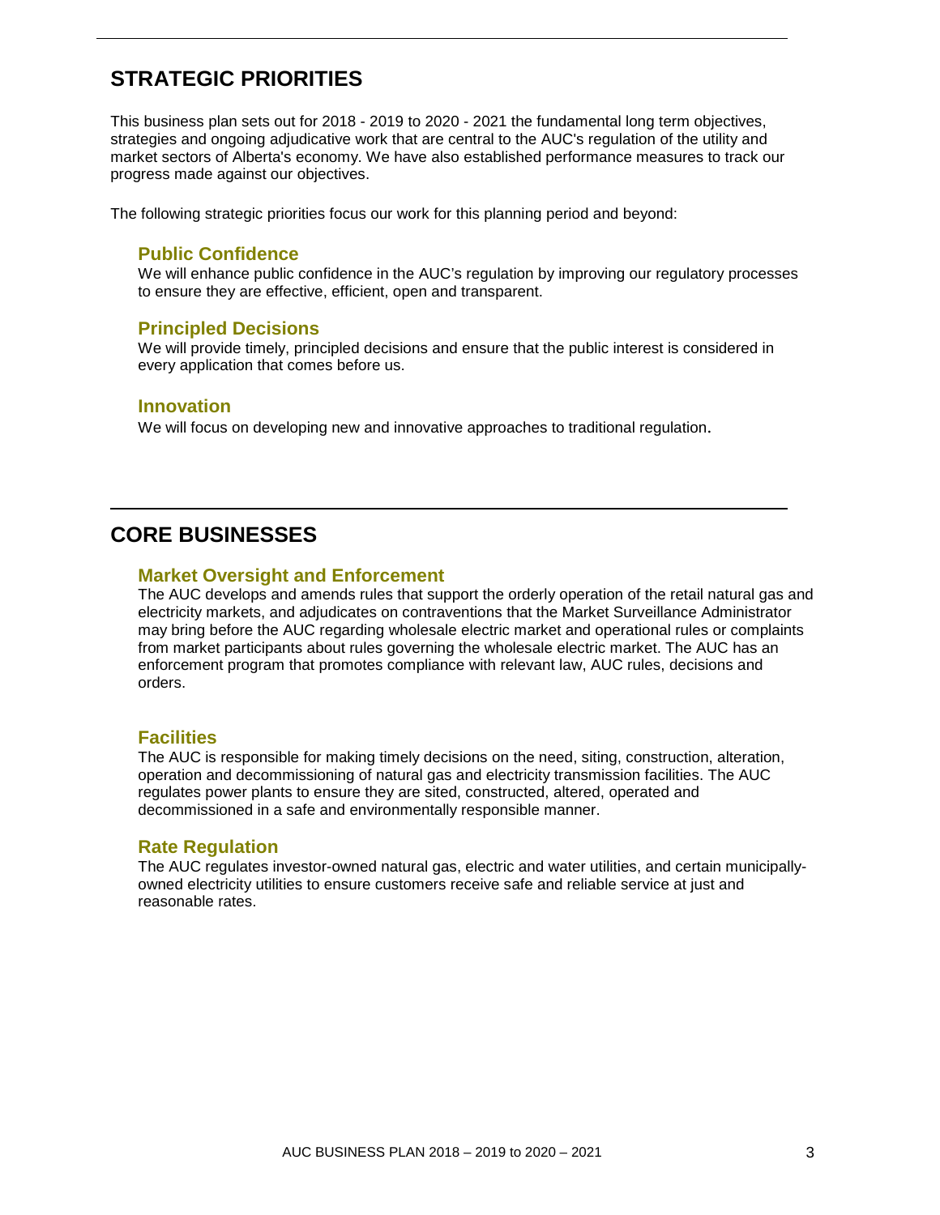## STRATEGIC PRIORITIES

This business plan sets out for 2018 - 2019 to 2020 - 2021 the fundamental long term objectives, strategies and ongoing adjudicative work that are central to the AUC's regulation of the utility and market sectors of Alberta's economy. We have also established performance measures to track our progress made against our objectives.

The following strategic priorities focus our work for this planning period and beyond:

### Public Confidence

We will enhance public confidence in the AUC's regulation by improving our regulatory processes to ensure they are effective, efficient, open and transparent.

### Principled Decisions

We will provide timely, principled decisions and ensure that the public interest is considered in every application that comes before us.

### Innovation

We will focus on developing new and innovative approaches to traditional regulation.

## CORE BUSINESSES

### Market Oversight and Enforcement

The AUC develops and amends rules that support the orderly operation of the retail natural gas and electricity markets, and adjudicates on contraventions that the Market Surveillance Administrator may bring before the AUC regarding wholesale electric market and operational rules or complaints from market participants about rules governing the wholesale electric market. The AUC has an enforcement program that promotes compliance with relevant law, AUC rules, decisions and orders.

### Facilities

The AUC is responsible for making timely decisions on the need, siting, construction, alteration, operation and decommissioning of natural gas and electricity transmission facilities. The AUC regulates power plants to ensure they are sited, constructed, altered, operated and decommissioned in a safe and environmentally responsible manner.

### Rate Regulation

The AUC regulates investor-owned natural gas, electric and water utilities, and certain municipally-owned electricity utilities to ensure customers receive safe and reliable service at just and reasonable rates.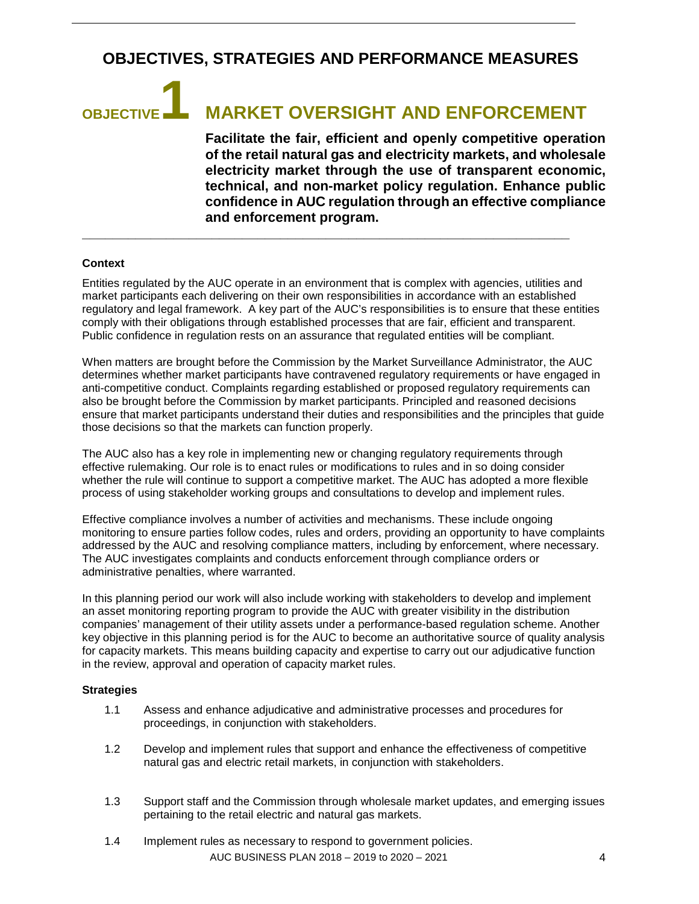## OBJECTIVES, STRATEGIES AND PERFORMANCE MEASURES

# OBJECTIVE 1 MARKET OVERSIGHT AND ENFORCEMENT

**Facilitate the fair, efficient and openly competitive operation of the retail natural gas and electricity markets, and wholesale electricity market through the use of transparent economic, technical, and non-market policy regulation. Enhance public confidence in AUC regulation through an effective compliance and enforcement program.**

### Context

Entities regulated by the AUC operate in an environment that is complex with agencies, utilities and market participants each delivering on their own responsibilities in accordance with an established regulatory and legal framework. A key part of the AUC's responsibilities is to ensure that these entities comply with their obligations through established processes that are fair, efficient and transparent. Public confidence in regulation rests on an assurance that regulated entities will be compliant.

When matters are brought before the Commission by the Market Surveillance Administrator, the AUC determines whether market participants have contravened regulatory requirements or have engaged in anti-competitive conduct. Complaints regarding established or proposed regulatory requirements can also be brought before the Commission by market participants. Principled and reasoned decisions ensure that market participants understand their duties and responsibilities and the principles that guide those decisions so that the markets can function properly.

The AUC also has a key role in implementing new or changing regulatory requirements through effective rulemaking. Our role is to enact rules or modifications to rules and in so doing consider whether the rule will continue to support a competitive market. The AUC has adopted a more flexible process of using stakeholder working groups and consultations to develop and implement rules.

Effective compliance involves a number of activities and mechanisms. These include ongoing monitoring to ensure parties follow codes, rules and orders, providing an opportunity to have complaints addressed by the AUC and resolving compliance matters, including by enforcement, where necessary. The AUC investigates complaints and conducts enforcement through compliance orders or administrative penalties, where warranted.

In this planning period our work will also include working with stakeholders to develop and implement an asset monitoring reporting program to provide the AUC with greater visibility in the distribution companies' management of their utility assets under a performance-based regulation scheme. Another key objective in this planning period is for the AUC to become an authoritative source of quality analysis for capacity markets. This means building capacity and expertise to carry out our adjudicative function in the review, approval and operation of capacity market rules.

### Strategies

1.1 Assess and enhance adjudicative and administrative processes and procedures for proceedings, in conjunction with stakeholders.

1.2 Develop and implement rules that support and enhance the effectiveness of competitive natural gas and electric retail markets, in conjunction with stakeholders.

1.3 Support staff and the Commission through wholesale market updates, and emerging issues pertaining to the retail electric and natural gas markets.

1.4 Implement rules as necessary to respond to government policies.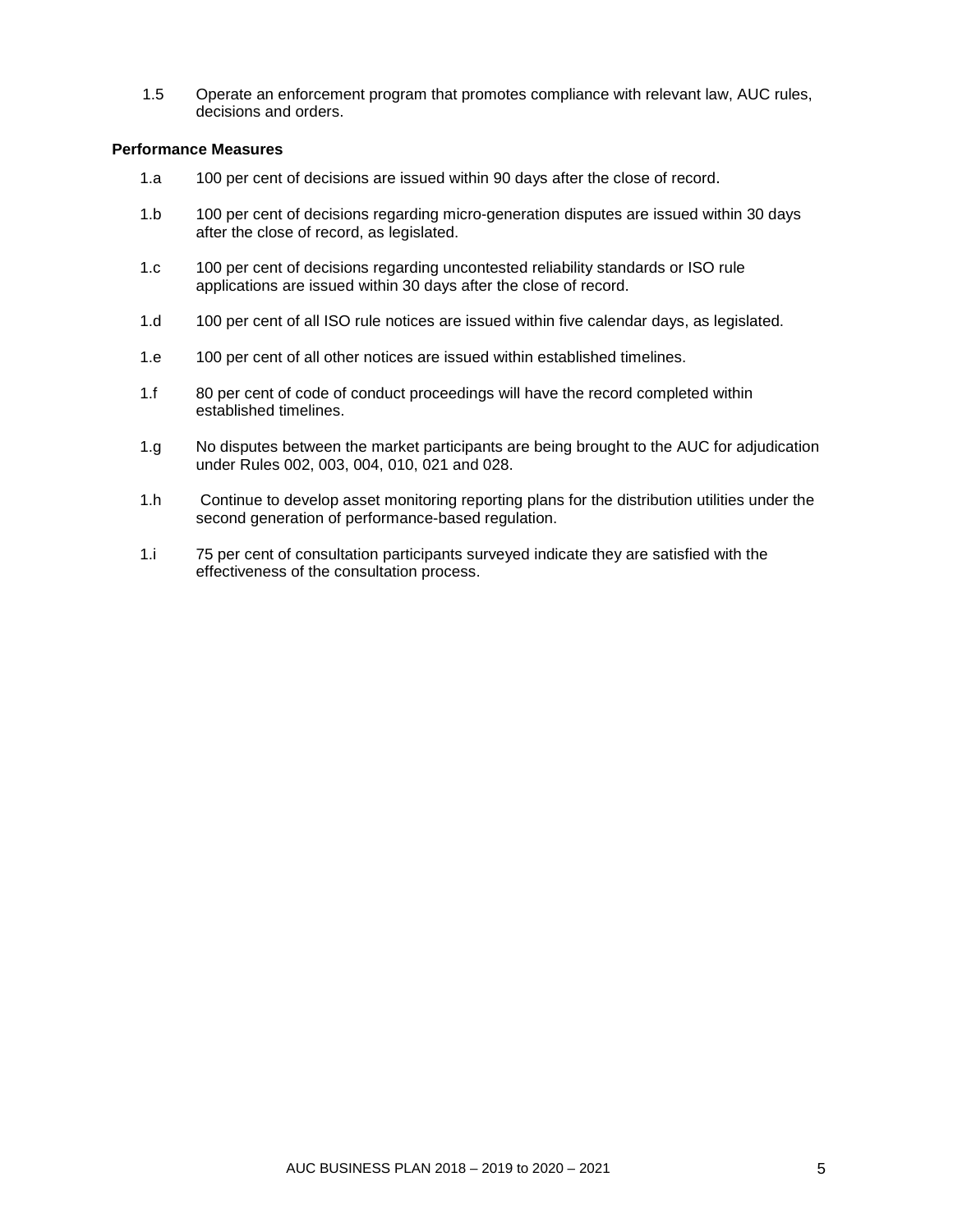1.5 Operate an enforcement program that promotes compliance with relevant law, AUC rules, decisions and orders.

**Performance Measures**

1.a 100 per cent of decisions are issued within 90 days after the close of record.

1.b 100 per cent of decisions regarding micro-generation disputes are issued within 30 days after the close of record, as legislated.

1.c 100 per cent of decisions regarding uncontested reliability standards or ISO rule applications are issued within 30 days after the close of record.

1.d 100 per cent of all ISO rule notices are issued within five calendar days, as legislated.

1.e 100 per cent of all other notices are issued within established timelines.

1.f 80 per cent of code of conduct proceedings will have the record completed within established timelines.

1.g No disputes between the market participants are being brought to the AUC for adjudication under Rules 002, 003, 004, 010, 021 and 028.

1.h Continue to develop asset monitoring reporting plans for the distribution utilities under the second generation of performance-based regulation.

1.i 75 per cent of consultation participants surveyed indicate they are satisfied with the effectiveness of the consultation process.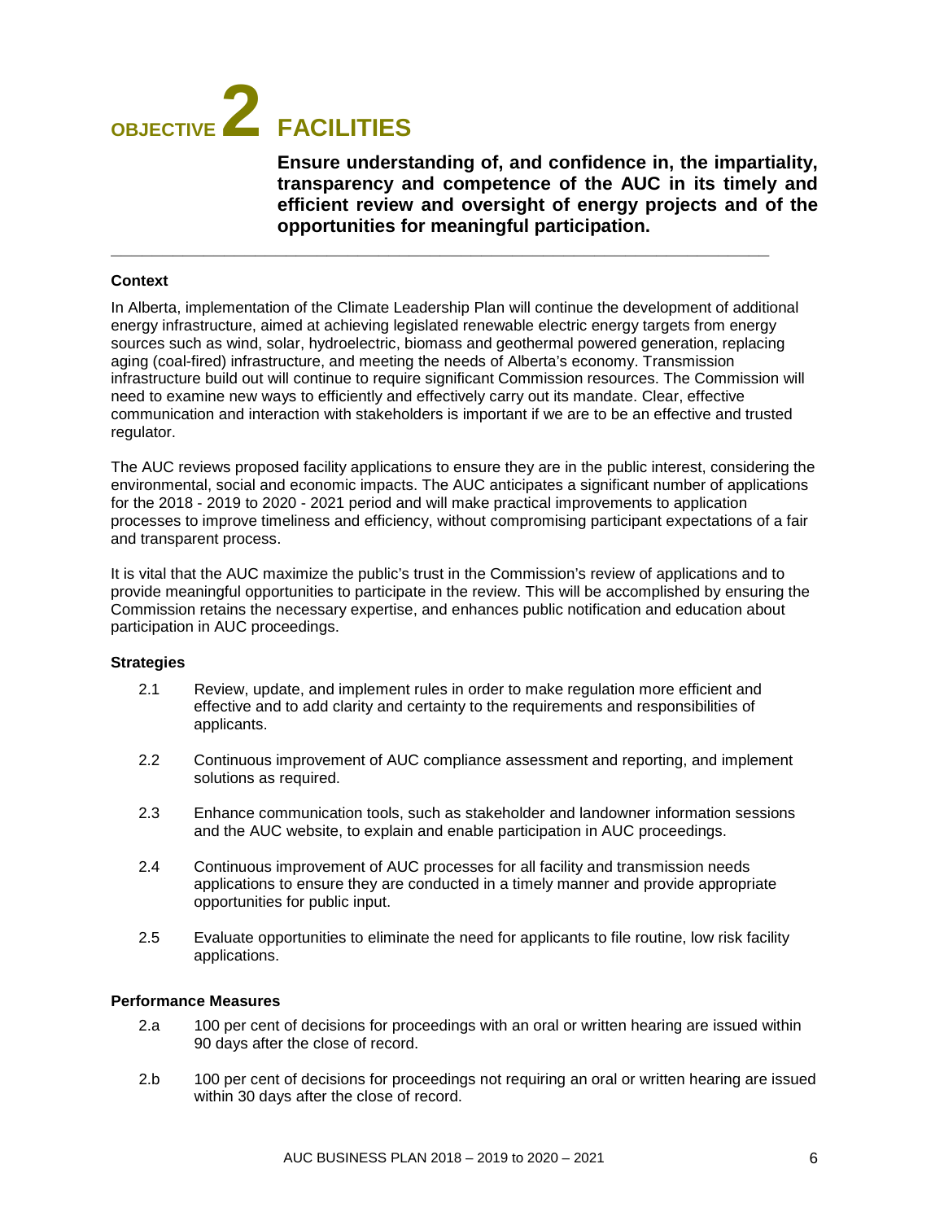# OBJECTIVE 2 FACILITIES

**Ensure understanding of, and confidence in, the impartiality, transparency and competence of the AUC in its timely and efficient review and oversight of energy projects and of the opportunities for meaningful participation.**

---

### Context

In Alberta, implementation of the Climate Leadership Plan will continue the development of additional energy infrastructure, aimed at achieving legislated renewable electric energy targets from energy sources such as wind, solar, hydroelectric, biomass and geothermal powered generation, replacing aging (coal-fired) infrastructure, and meeting the needs of Alberta's economy. Transmission infrastructure build out will continue to require significant Commission resources. The Commission will need to examine new ways to efficiently and effectively carry out its mandate. Clear, effective communication and interaction with stakeholders is important if we are to be an effective and trusted regulator.

The AUC reviews proposed facility applications to ensure they are in the public interest, considering the environmental, social and economic impacts. The AUC anticipates a significant number of applications for the 2018 - 2019 to 2020 - 2021 period and will make practical improvements to application processes to improve timeliness and efficiency, without compromising participant expectations of a fair and transparent process.

It is vital that the AUC maximize the public's trust in the Commission's review of applications and to provide meaningful opportunities to participate in the review. This will be accomplished by ensuring the Commission retains the necessary expertise, and enhances public notification and education about participation in AUC proceedings.

### Strategies

2.1 Review, update, and implement rules in order to make regulation more efficient and effective and to add clarity and certainty to the requirements and responsibilities of applicants.

2.2 Continuous improvement of AUC compliance assessment and reporting, and implement solutions as required.

2.3 Enhance communication tools, such as stakeholder and landowner information sessions and the AUC website, to explain and enable participation in AUC proceedings.

2.4 Continuous improvement of AUC processes for all facility and transmission needs applications to ensure they are conducted in a timely manner and provide appropriate opportunities for public input.

2.5 Evaluate opportunities to eliminate the need for applicants to file routine, low risk facility applications.

### Performance Measures

2.a 100 per cent of decisions for proceedings with an oral or written hearing are issued within 90 days after the close of record.

2.b 100 per cent of decisions for proceedings not requiring an oral or written hearing are issued within 30 days after the close of record.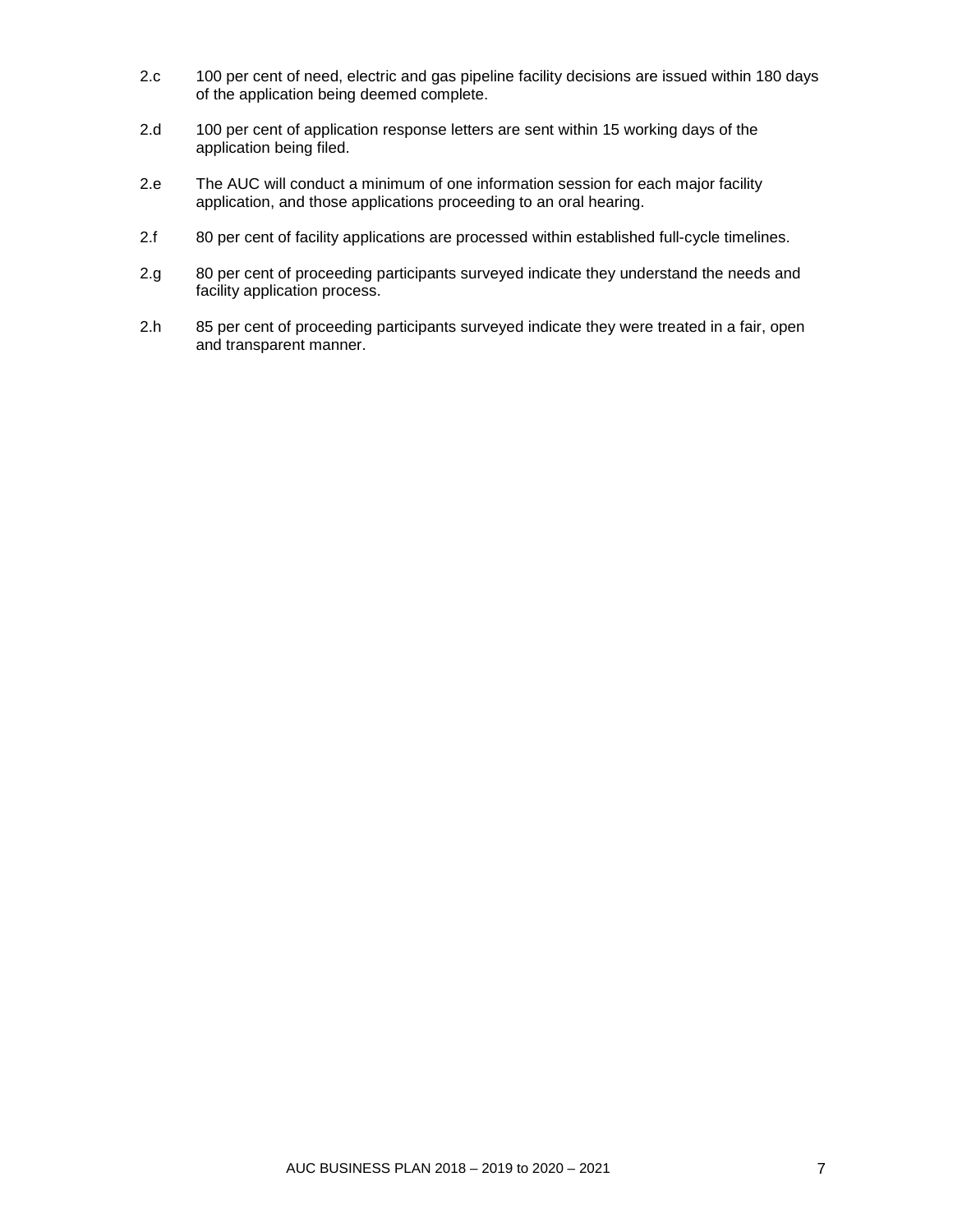2.c 100 per cent of need, electric and gas pipeline facility decisions are issued within 180 days of the application being deemed complete.

2.d 100 per cent of application response letters are sent within 15 working days of the application being filed.

2.e The AUC will conduct a minimum of one information session for each major facility application, and those applications proceeding to an oral hearing.

2.f 80 per cent of facility applications are processed within established full-cycle timelines.

2.g 80 per cent of proceeding participants surveyed indicate they understand the needs and facility application process.

2.h 85 per cent of proceeding participants surveyed indicate they were treated in a fair, open and transparent manner.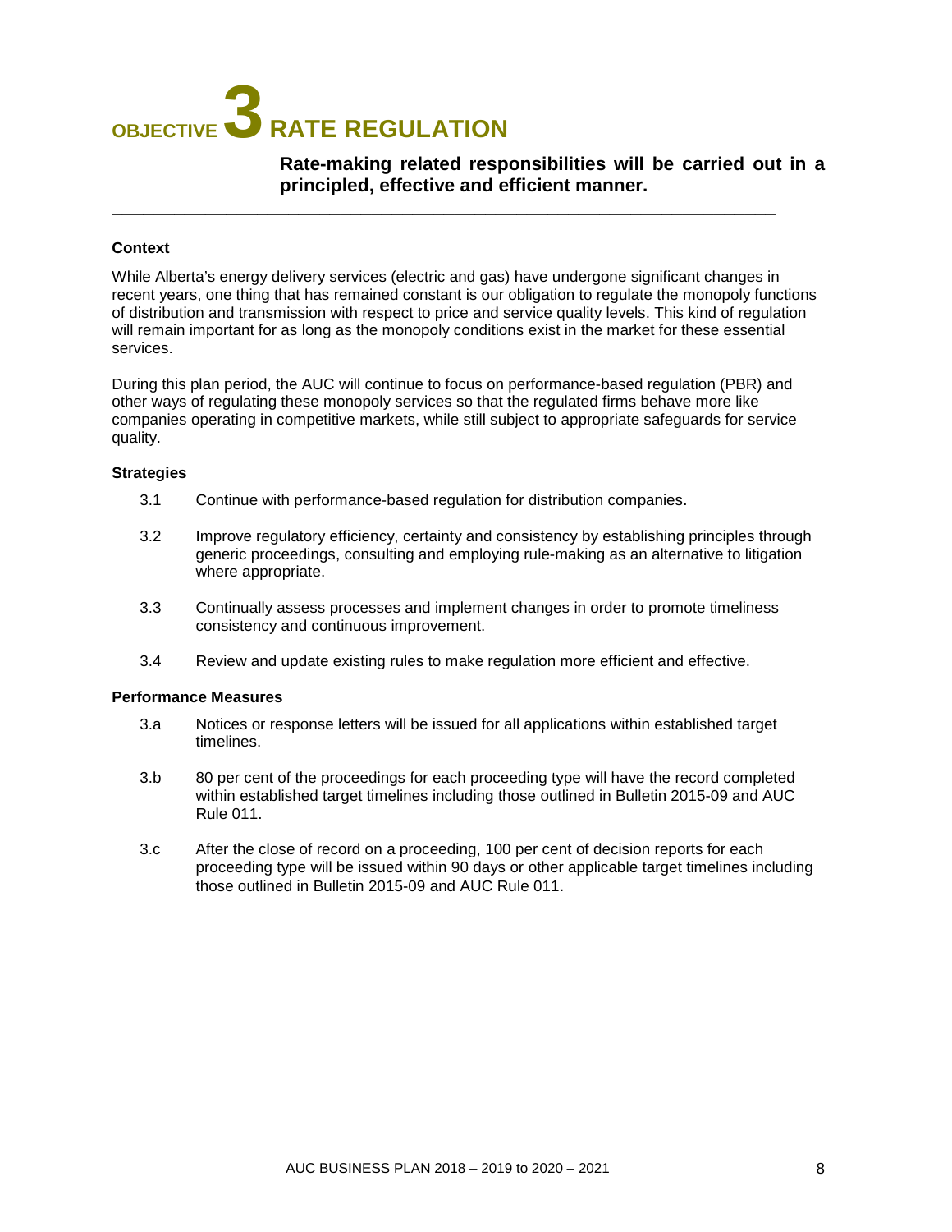# OBJECTIVE 3 RATE REGULATION

**Rate-making related responsibilities will be carried out in a principled, effective and efficient manner.**

---

### Context

While Alberta's energy delivery services (electric and gas) have undergone significant changes in recent years, one thing that has remained constant is our obligation to regulate the monopoly functions of distribution and transmission with respect to price and service quality levels. This kind of regulation will remain important for as long as the monopoly conditions exist in the market for these essential services.

During this plan period, the AUC will continue to focus on performance-based regulation (PBR) and other ways of regulating these monopoly services so that the regulated firms behave more like companies operating in competitive markets, while still subject to appropriate safeguards for service quality.

### Strategies

3.1 Continue with performance-based regulation for distribution companies.

3.2 Improve regulatory efficiency, certainty and consistency by establishing principles through generic proceedings, consulting and employing rule-making as an alternative to litigation where appropriate.

3.3 Continually assess processes and implement changes in order to promote timeliness consistency and continuous improvement.

3.4 Review and update existing rules to make regulation more efficient and effective.

### Performance Measures

3.a Notices or response letters will be issued for all applications within established target timelines.

3.b 80 per cent of the proceedings for each proceeding type will have the record completed within established target timelines including those outlined in Bulletin 2015-09 and AUC Rule 011.

3.c After the close of record on a proceeding, 100 per cent of decision reports for each proceeding type will be issued within 90 days or other applicable target timelines including those outlined in Bulletin 2015-09 and AUC Rule 011.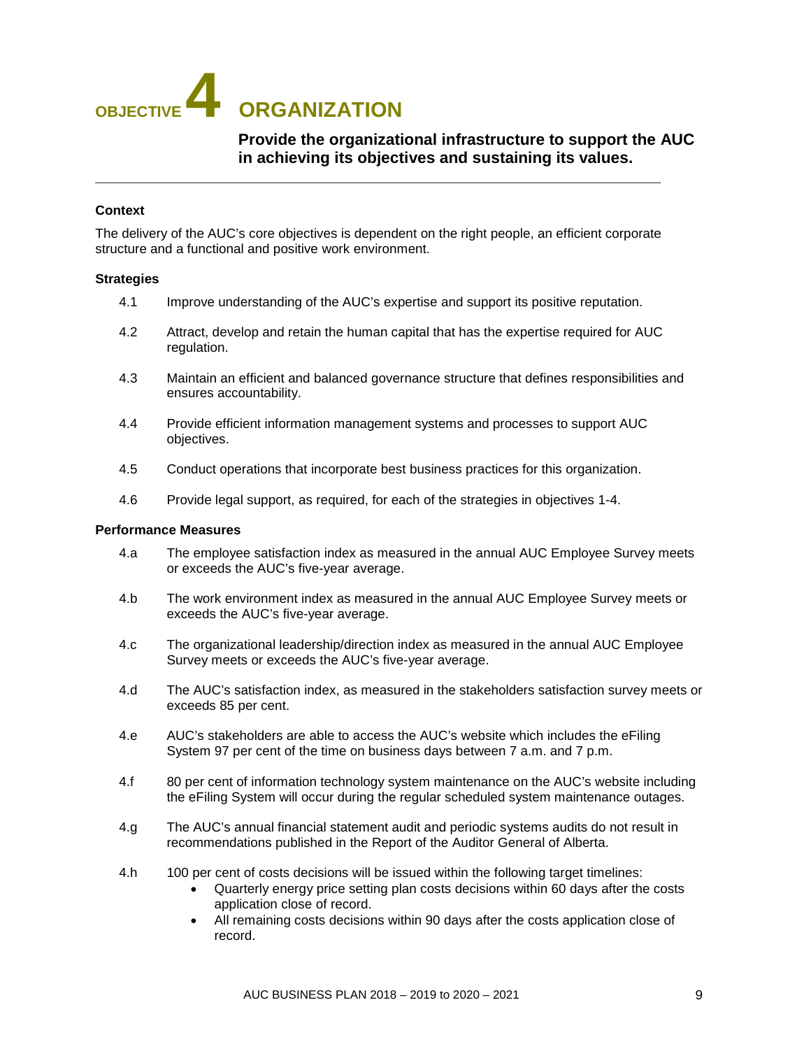# OBJECTIVE 4 ORGANIZATION

**Provide the organizational infrastructure to support the AUC in achieving its objectives and sustaining its values.**

### Context

The delivery of the AUC's core objectives is dependent on the right people, an efficient corporate structure and a functional and positive work environment.

### Strategies

4.1 Improve understanding of the AUC's expertise and support its positive reputation.

4.2 Attract, develop and retain the human capital that has the expertise required for AUC regulation.

4.3 Maintain an efficient and balanced governance structure that defines responsibilities and ensures accountability.

4.4 Provide efficient information management systems and processes to support AUC objectives.

4.5 Conduct operations that incorporate best business practices for this organization.

4.6 Provide legal support, as required, for each of the strategies in objectives 1-4.

### Performance Measures

4.a The employee satisfaction index as measured in the annual AUC Employee Survey meets or exceeds the AUC's five-year average.

4.b The work environment index as measured in the annual AUC Employee Survey meets or exceeds the AUC's five-year average.

4.c The organizational leadership/direction index as measured in the annual AUC Employee Survey meets or exceeds the AUC's five-year average.

4.d The AUC's satisfaction index, as measured in the stakeholders satisfaction survey meets or exceeds 85 per cent.

4.e AUC's stakeholders are able to access the AUC's website which includes the eFiling System 97 per cent of the time on business days between 7 a.m. and 7 p.m.

4.f 80 per cent of information technology system maintenance on the AUC's website including the eFiling System will occur during the regular scheduled system maintenance outages.

4.g The AUC's annual financial statement audit and periodic systems audits do not result in recommendations published in the Report of the Auditor General of Alberta.

4.h 100 per cent of costs decisions will be issued within the following target timelines:

- Quarterly energy price setting plan costs decisions within 60 days after the costs application close of record.
- All remaining costs decisions within 90 days after the costs application close of record.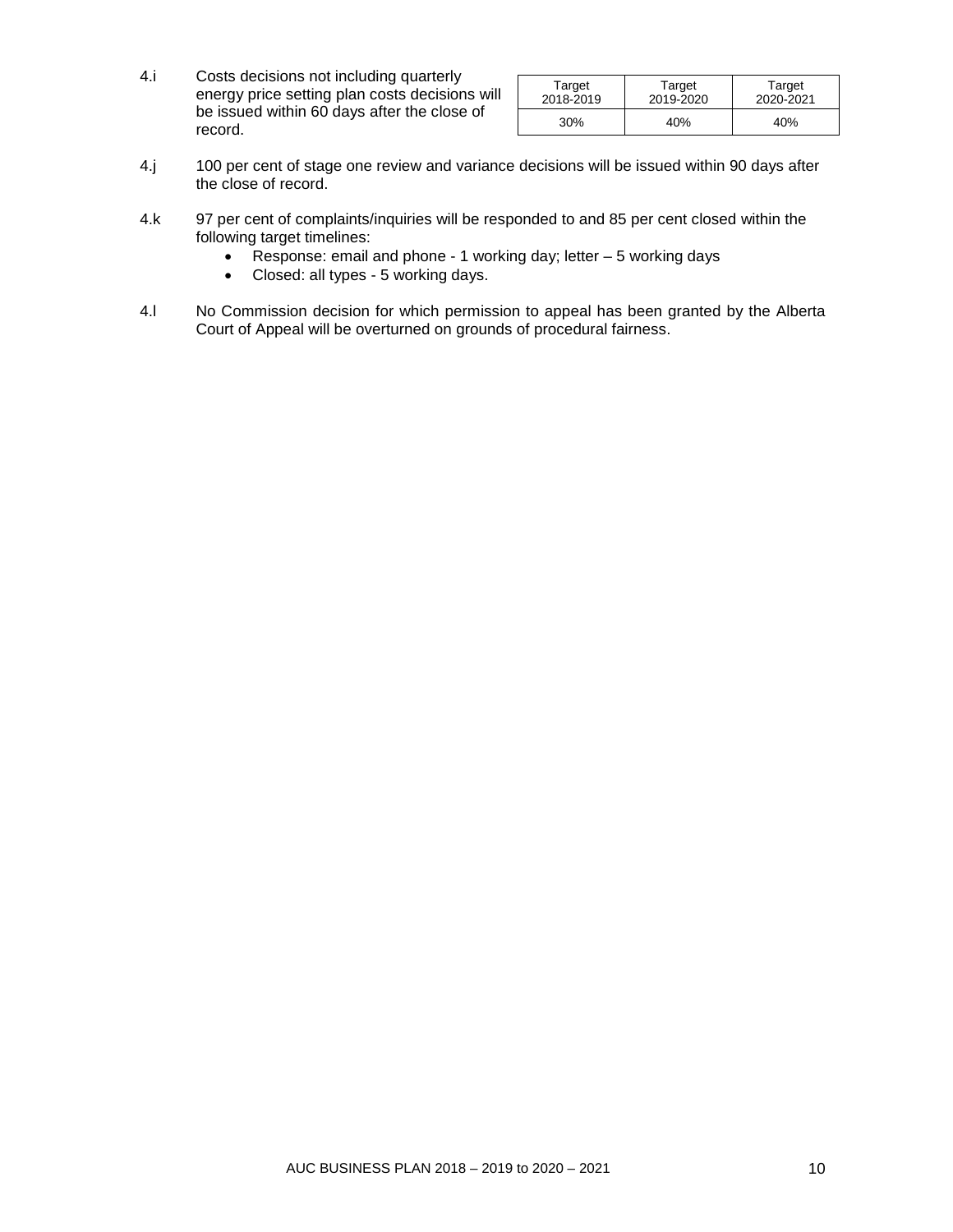4.i Costs decisions not including quarterly energy price setting plan costs decisions will be issued within 60 days after the close of record.

| Target 2018-2019 | Target 2019-2020 | Target 2020-2021 |
|---|---|---|
| 30% | 40% | 40% |

4.j 100 per cent of stage one review and variance decisions will be issued within 90 days after the close of record.

4.k 97 per cent of complaints/inquiries will be responded to and 85 per cent closed within the following target timelines:

- Response: email and phone - 1 working day; letter – 5 working days
- Closed: all types - 5 working days.

4.l No Commission decision for which permission to appeal has been granted by the Alberta Court of Appeal will be overturned on grounds of procedural fairness.